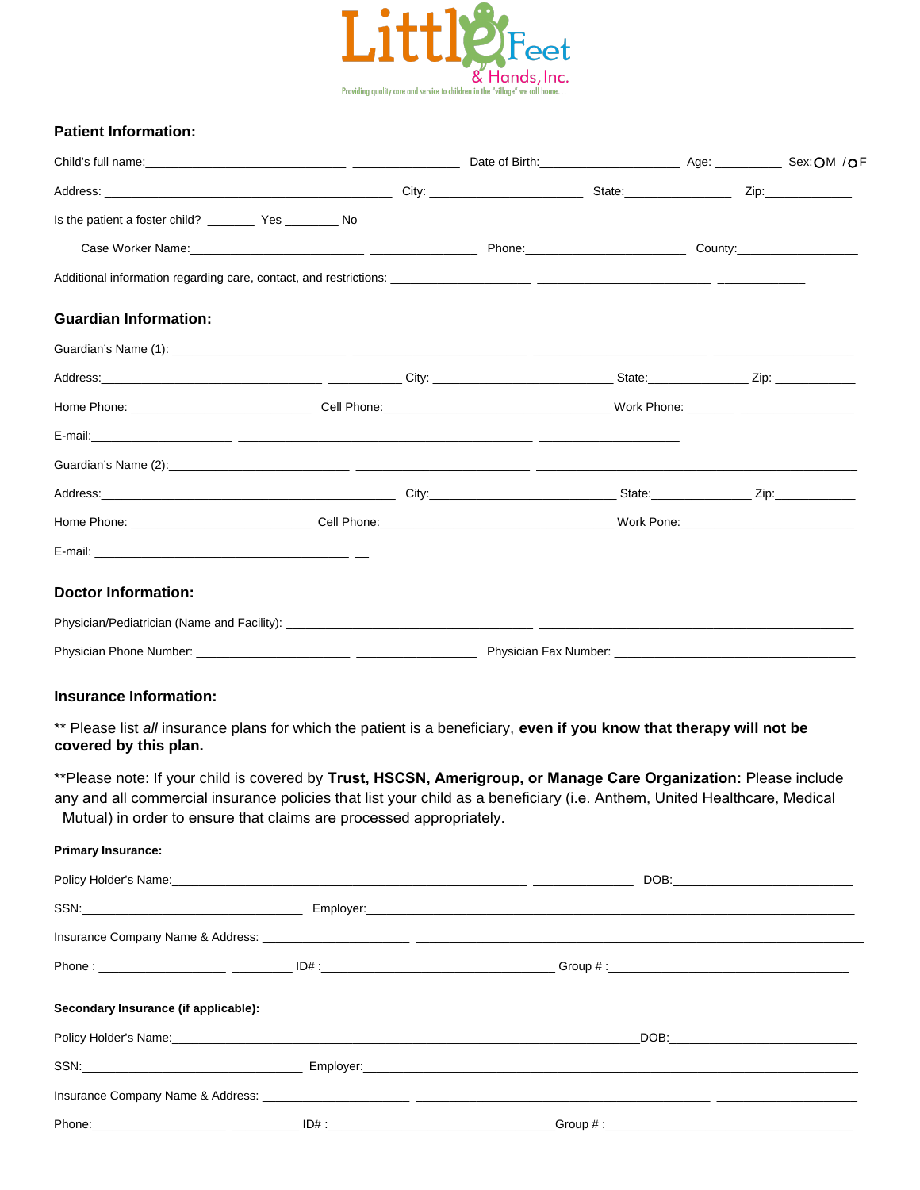Little Feet & Hands, Inc.

Providing quality care and service to children in the "village" we call home…

### Patient Information:

Child's full name:_____________________________ _______________ Date of Birth:____________________ Age: __________ Sex: ○M / ○F

Address: __________________________________________ City: ______________________ State:_______________ Zip:_____________

Is the patient a foster child? _______ Yes ________ No

Case Worker Name:_________________________ _______________ Phone:_______________________ County:_________________

Additional information regarding care, contact, and restrictions: ____________________ _________________________ ____________

### Guardian Information:

Guardian's Name (1): _________________________ _________________________ _________________________ ____________________

Address:________________________________ ___________ City: __________________________ State:_______________ Zip: ____________

Home Phone: __________________________ Cell Phone:_________________________________ Work Phone: _______ ________________

E-mail:____________________ __________________________________________ ____________________

Guardian's Name (2):_________________________ _________________________ ______________________________________________

Address:__________________________________________ City:___________________________ State:______________ Zip:____________

Home Phone: __________________________ Cell Phone:_________________________________ Work Pone:_________________________

E-mail: _____________________________________ __

### Doctor Information:

Physician/Pediatrician (Name and Facility): ____________________________________ ______________________________________________

Physician Phone Number: ______________________ _________________ Physician Fax Number: ___________________________________

### Insurance Information:

** Please list *all* insurance plans for which the patient is a beneficiary, **even if you know that therapy will not be covered by this plan.**

**Please note: If your child is covered by **Trust, HSCSN, Amerigroup, or Manage Care Organization:** Please include any and all commercial insurance policies that list your child as a beneficiary (i.e. Anthem, United Healthcare, Medical Mutual) in order to ensure that claims are processed appropriately.

**Primary Insurance:**

Policy Holder's Name:___________________________________________________ ______________ DOB:__________________________

SSN:_______________________________ Employer:_______________________________________________________________________

Insurance Company Name & Address: _____________________ _________________________________________________________________

Phone : __________________ _________ ID# :__________________________________ Group # :___________________________________

**Secondary Insurance (if applicable):**

Policy Holder's Name:_____________________________________________________________________DOB:__________________________

SSN:_______________________________ Employer:_______________________________________________________________________

Insurance Company Name & Address: _____________________ __________________________________________ ____________________

Phone:___________________ _________ ID# :________________________________Group # :___________________________________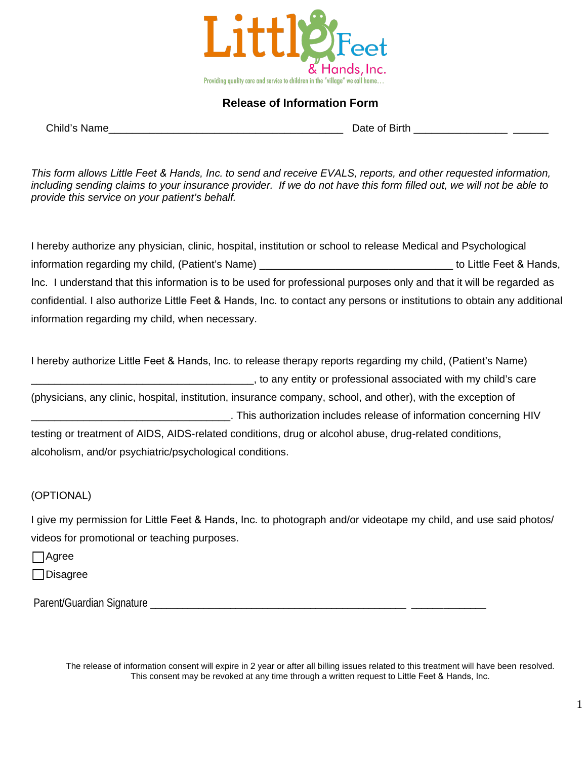Little Feet & Hands, Inc.

Providing quality care and service to children in the "village" we call home…

## Release of Information Form

Child's Name_______________________________________ Date of Birth _______________ ______

*This form allows Little Feet & Hands, Inc. to send and receive EVALS, reports, and other requested information, including sending claims to your insurance provider. If we do not have this form filled out, we will not be able to provide this service on your patient's behalf.*

I hereby authorize any physician, clinic, hospital, institution or school to release Medical and Psychological information regarding my child, (Patient's Name) ________________________________ to Little Feet & Hands, Inc. I understand that this information is to be used for professional purposes only and that it will be regarded as confidential. I also authorize Little Feet & Hands, Inc. to contact any persons or institutions to obtain any additional information regarding my child, when necessary.

I hereby authorize Little Feet & Hands, Inc. to release therapy reports regarding my child, (Patient's Name) _____________________________________, to any entity or professional associated with my child's care (physicians, any clinic, hospital, institution, insurance company, school, and other), with the exception of _________________________________. This authorization includes release of information concerning HIV testing or treatment of AIDS, AIDS-related conditions, drug or alcohol abuse, drug-related conditions, alcoholism, and/or psychiatric/psychological conditions.

(OPTIONAL)

I give my permission for Little Feet & Hands, Inc. to photograph and/or videotape my child, and use said photos/ videos for promotional or teaching purposes.

☐ Agree

☐ Disagree

Parent/Guardian Signature ___________________________________________ _____________

The release of information consent will expire in 2 year or after all billing issues related to this treatment will have been resolved. This consent may be revoked at any time through a written request to Little Feet & Hands, Inc.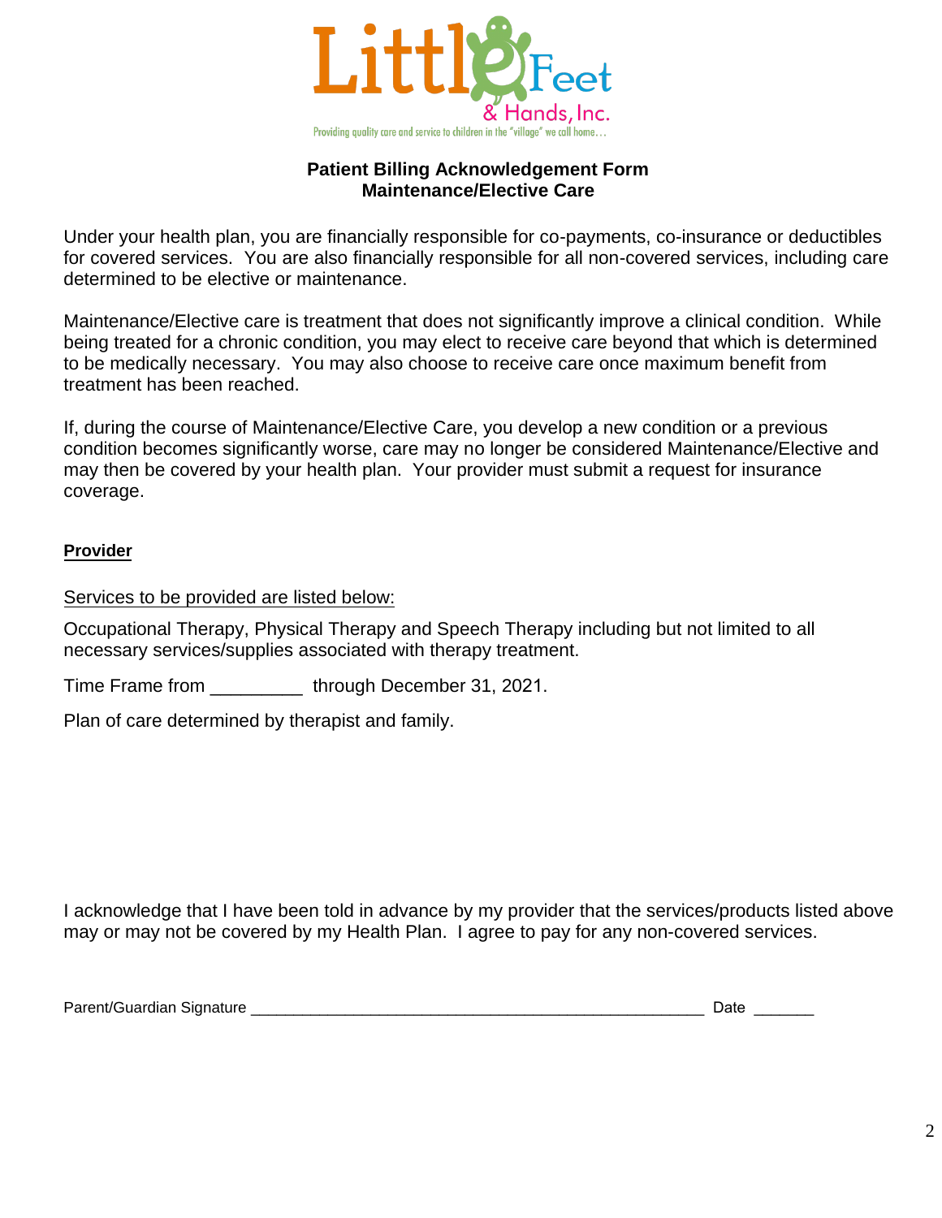Little Feet & Hands, Inc.

Providing quality care and service to children in the "village" we call home…

## Patient Billing Acknowledgement Form
## Maintenance/Elective Care

Under your health plan, you are financially responsible for co-payments, co-insurance or deductibles for covered services. You are also financially responsible for all non-covered services, including care determined to be elective or maintenance.

Maintenance/Elective care is treatment that does not significantly improve a clinical condition. While being treated for a chronic condition, you may elect to receive care beyond that which is determined to be medically necessary. You may also choose to receive care once maximum benefit from treatment has been reached.

If, during the course of Maintenance/Elective Care, you develop a new condition or a previous condition becomes significantly worse, care may no longer be considered Maintenance/Elective and may then be covered by your health plan. Your provider must submit a request for insurance coverage.

**Provider**

Services to be provided are listed below:

Occupational Therapy, Physical Therapy and Speech Therapy including but not limited to all necessary services/supplies associated with therapy treatment.

Time Frame from _________ through December 31, 2021.

Plan of care determined by therapist and family.

I acknowledge that I have been told in advance by my provider that the services/products listed above may or may not be covered by my Health Plan. I agree to pay for any non-covered services.

Parent/Guardian Signature _____________________________________________________ Date _______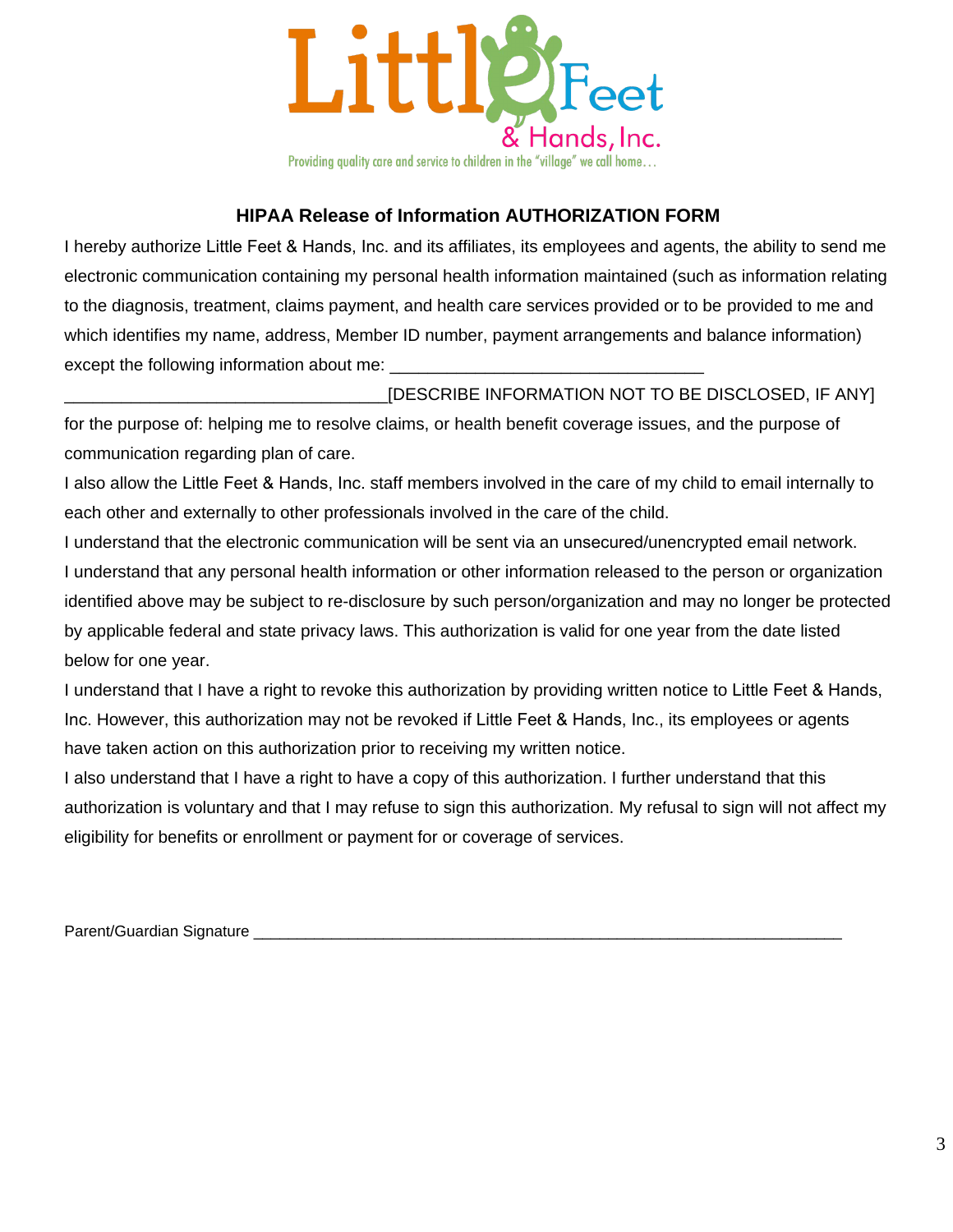Little Feet & Hands, Inc.

Providing quality care and service to children in the "village" we call home…

## HIPAA Release of Information AUTHORIZATION FORM

I hereby authorize Little Feet & Hands, Inc. and its affiliates, its employees and agents, the ability to send me electronic communication containing my personal health information maintained (such as information relating to the diagnosis, treatment, claims payment, and health care services provided or to be provided to me and which identifies my name, address, Member ID number, payment arrangements and balance information) except the following information about me: ________________________________

_________________________________[DESCRIBE INFORMATION NOT TO BE DISCLOSED, IF ANY]

for the purpose of: helping me to resolve claims, or health benefit coverage issues, and the purpose of communication regarding plan of care.

I also allow the Little Feet & Hands, Inc. staff members involved in the care of my child to email internally to each other and externally to other professionals involved in the care of the child.

I understand that the electronic communication will be sent via an unsecured/unencrypted email network.

I understand that any personal health information or other information released to the person or organization identified above may be subject to re-disclosure by such person/organization and may no longer be protected by applicable federal and state privacy laws. This authorization is valid for one year from the date listed below for one year.

I understand that I have a right to revoke this authorization by providing written notice to Little Feet & Hands, Inc. However, this authorization may not be revoked if Little Feet & Hands, Inc., its employees or agents have taken action on this authorization prior to receiving my written notice.

I also understand that I have a right to have a copy of this authorization. I further understand that this authorization is voluntary and that I may refuse to sign this authorization. My refusal to sign will not affect my eligibility for benefits or enrollment or payment for or coverage of services.

Parent/Guardian Signature ____________________________________________________________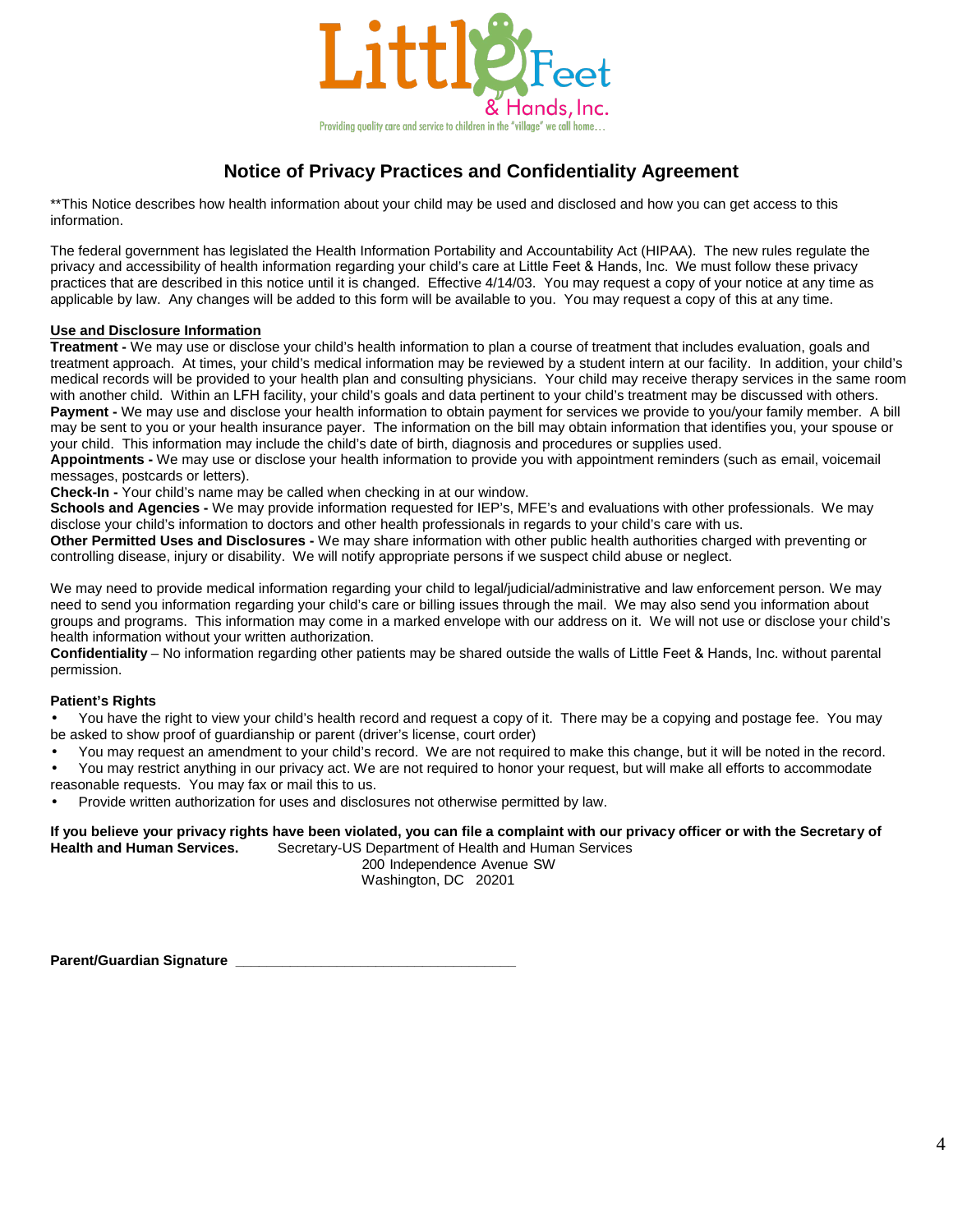Little Feet & Hands, Inc.

Providing quality care and service to children in the "village" we call home…

# Notice of Privacy Practices and Confidentiality Agreement

**This Notice describes how health information about your child may be used and disclosed and how you can get access to this information.

The federal government has legislated the Health Information Portability and Accountability Act (HIPAA). The new rules regulate the privacy and accessibility of health information regarding your child's care at Little Feet & Hands, Inc. We must follow these privacy practices that are described in this notice until it is changed. Effective 4/14/03. You may request a copy of your notice at any time as applicable by law. Any changes will be added to this form will be available to you. You may request a copy of this at any time.

<u>**Use and Disclosure Information**</u>

**Treatment -** We may use or disclose your child's health information to plan a course of treatment that includes evaluation, goals and treatment approach. At times, your child's medical information may be reviewed by a student intern at our facility. In addition, your child's medical records will be provided to your health plan and consulting physicians. Your child may receive therapy services in the same room with another child. Within an LFH facility, your child's goals and data pertinent to your child's treatment may be discussed with others.

**Payment -** We may use and disclose your health information to obtain payment for services we provide to you/your family member. A bill may be sent to you or your health insurance payer. The information on the bill may obtain information that identifies you, your spouse or your child. This information may include the child's date of birth, diagnosis and procedures or supplies used.

**Appointments -** We may use or disclose your health information to provide you with appointment reminders (such as email, voicemail messages, postcards or letters).

**Check-In -** Your child's name may be called when checking in at our window.

**Schools and Agencies -** We may provide information requested for IEP's, MFE's and evaluations with other professionals. We may disclose your child's information to doctors and other health professionals in regards to your child's care with us.

**Other Permitted Uses and Disclosures -** We may share information with other public health authorities charged with preventing or controlling disease, injury or disability. We will notify appropriate persons if we suspect child abuse or neglect.

We may need to provide medical information regarding your child to legal/judicial/administrative and law enforcement person. We may need to send you information regarding your child's care or billing issues through the mail. We may also send you information about groups and programs. This information may come in a marked envelope with our address on it. We will not use or disclose your child's health information without your written authorization.

**Confidentiality** – No information regarding other patients may be shared outside the walls of Little Feet & Hands, Inc. without parental permission.

**Patient's Rights**

- You have the right to view your child's health record and request a copy of it. There may be a copying and postage fee. You may be asked to show proof of guardianship or parent (driver's license, court order)
- You may request an amendment to your child's record. We are not required to make this change, but it will be noted in the record.
- You may restrict anything in our privacy act. We are not required to honor your request, but will make all efforts to accommodate reasonable requests. You may fax or mail this to us.
- Provide written authorization for uses and disclosures not otherwise permitted by law.

**If you believe your privacy rights have been violated, you can file a complaint with our privacy officer or with the Secretary of Health and Human Services.**

Secretary-US Department of Health and Human Services
200 Independence Avenue SW
Washington, DC 20201

**Parent/Guardian Signature** ______________________________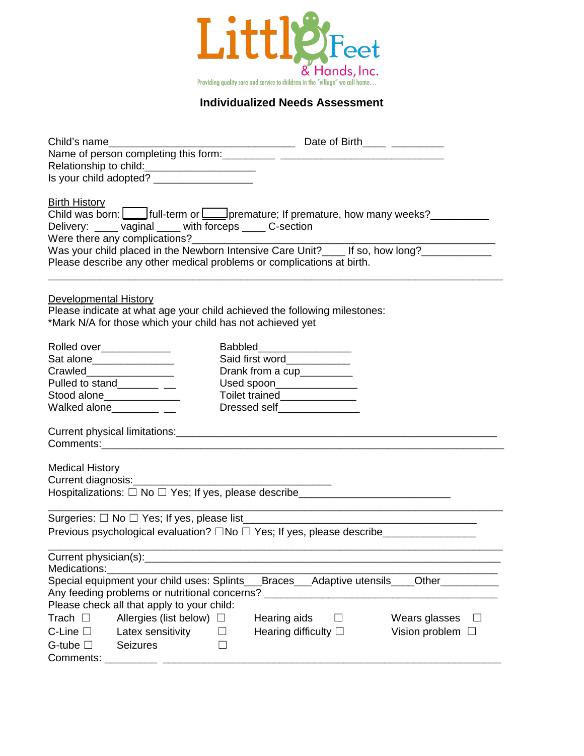Little Feet & Hands, Inc.

Providing quality care and service to children in the "village" we call home…

## Individualized Needs Assessment

Child's name_________________________________ Date of Birth____ _________
Name of person completing this form:_________ _____________________________
Relationship to child:____________________
Is your child adopted? __________________

Birth History
Child was born: ☐ full-term or ☐ premature; If premature, how many weeks?__________
Delivery: ____ vaginal ____ with forceps ____ C-section
Were there any complications?_______________________________________________________
Was your child placed in the Newborn Intensive Care Unit?____ If so, how long?____________
Please describe any other medical problems or complications at birth.
_________________________________________________________________________________

Developmental History
Please indicate at what age your child achieved the following milestones:
*Mark N/A for those which your child has not achieved yet

Rolled over____________
Sat alone______________
Crawled________________
Pulled to stand_______ __
Stood alone_____________
Walked alone________ __

Babbled________________
Said first word___________
Drank from a cup_________
Used spoon______________
Toilet trained_____________
Dressed self______________

Current physical limitations:___________________________________________________
Comments:________________________________________________________________

Medical History
Current diagnosis:________________________________
Hospitalizations: ☐ No ☐ Yes; If yes, please describe_________________________
_________________________________________________________________________________
Surgeries: ☐ No ☐ Yes; If yes, please list_______________________________________
Previous psychological evaluation? ☐No ☐ Yes; If yes, please describe________________
_________________________________________________________________________________
Current physician(s):_______________________________________________________
Medications:______________________________________________________________
Special equipment your child uses: Splints___Braces___Adaptive utensils____Other__________
Any feeding problems or nutritional concerns? ________________________________________
Please check all that apply to your child:

Trach ☐ Allergies (list below) ☐ Hearing aids ☐ Wears glasses ☐
C-Line ☐ Latex sensitivity ☐ Hearing difficulty ☐ Vision problem ☐
G-tube ☐ Seizures ☐

Comments: _________ ___________________________________________________________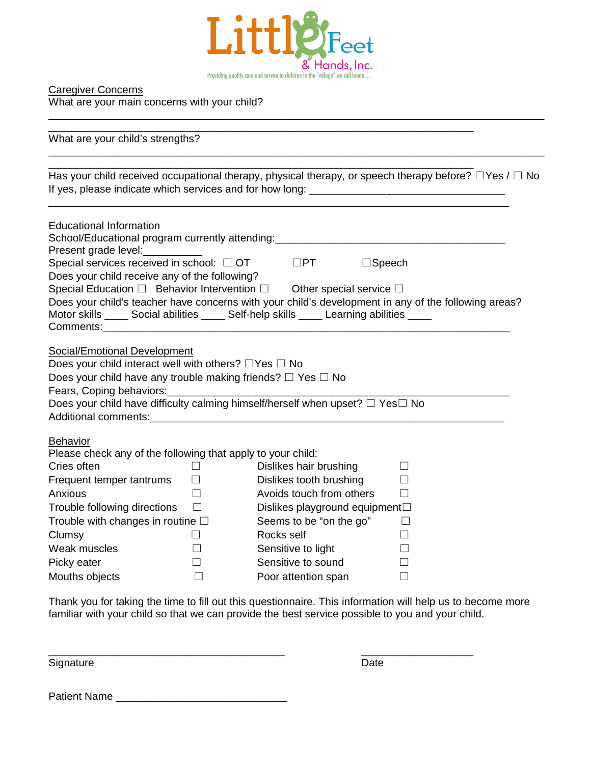Little Feet & Hands, Inc.

Providing quality care and service to children in the "village" we call home…

<u>Caregiver Concerns</u>

What are your main concerns with your child?

______________________________________________________________________________

__________________________________________________________________

What are your child's strengths?

______________________________________________________________________________

__________________________________________________________________

Has your child received occupational therapy, physical therapy, or speech therapy before? ☐Yes / ☐ No

If yes, please indicate which services and for how long: ______________________________

________________________________________________________________________

<u>Educational Information</u>

School/Educational program currently attending:____________________________________

Present grade level:__________

Special services received in school: ☐ OT ☐PT ☐Speech

Does your child receive any of the following?

Special Education ☐ Behavior Intervention ☐ Other special service ☐

Does your child's teacher have concerns with your child's development in any of the following areas?

Motor skills ____ Social abilities ____ Self-help skills ____ Learning abilities ____

Comments:_______________________________________________________________

<u>Social/Emotional Development</u>

Does your child interact well with others? ☐Yes ☐ No

Does your child have any trouble making friends? ☐ Yes ☐ No

Fears, Coping behaviors:___________________________________________________

Does your child have difficulty calming himself/herself when upset? ☐ Yes☐ No

Additional comments:_____________________________________________________

<u>Behavior</u>

Please check any of the following that apply to your child:

| | | | |
|---|---|---|---|
| Cries often | ☐ | Dislikes hair brushing | ☐ |
| Frequent temper tantrums | ☐ | Dislikes tooth brushing | ☐ |
| Anxious | ☐ | Avoids touch from others | ☐ |
| Trouble following directions | ☐ | Dislikes playground equipment | ☐ |
| Trouble with changes in routine | ☐ | Seems to be "on the go" | ☐ |
| Clumsy | ☐ | Rocks self | ☐ |
| Weak muscles | ☐ | Sensitive to light | ☐ |
| Picky eater | ☐ | Sensitive to sound | ☐ |
| Mouths objects | ☐ | Poor attention span | ☐ |

Thank you for taking the time to fill out this questionnaire. This information will help us to become more familiar with your child so that we can provide the best service possible to you and your child.

____________________________________ ________________

Signature Date

Patient Name __________________________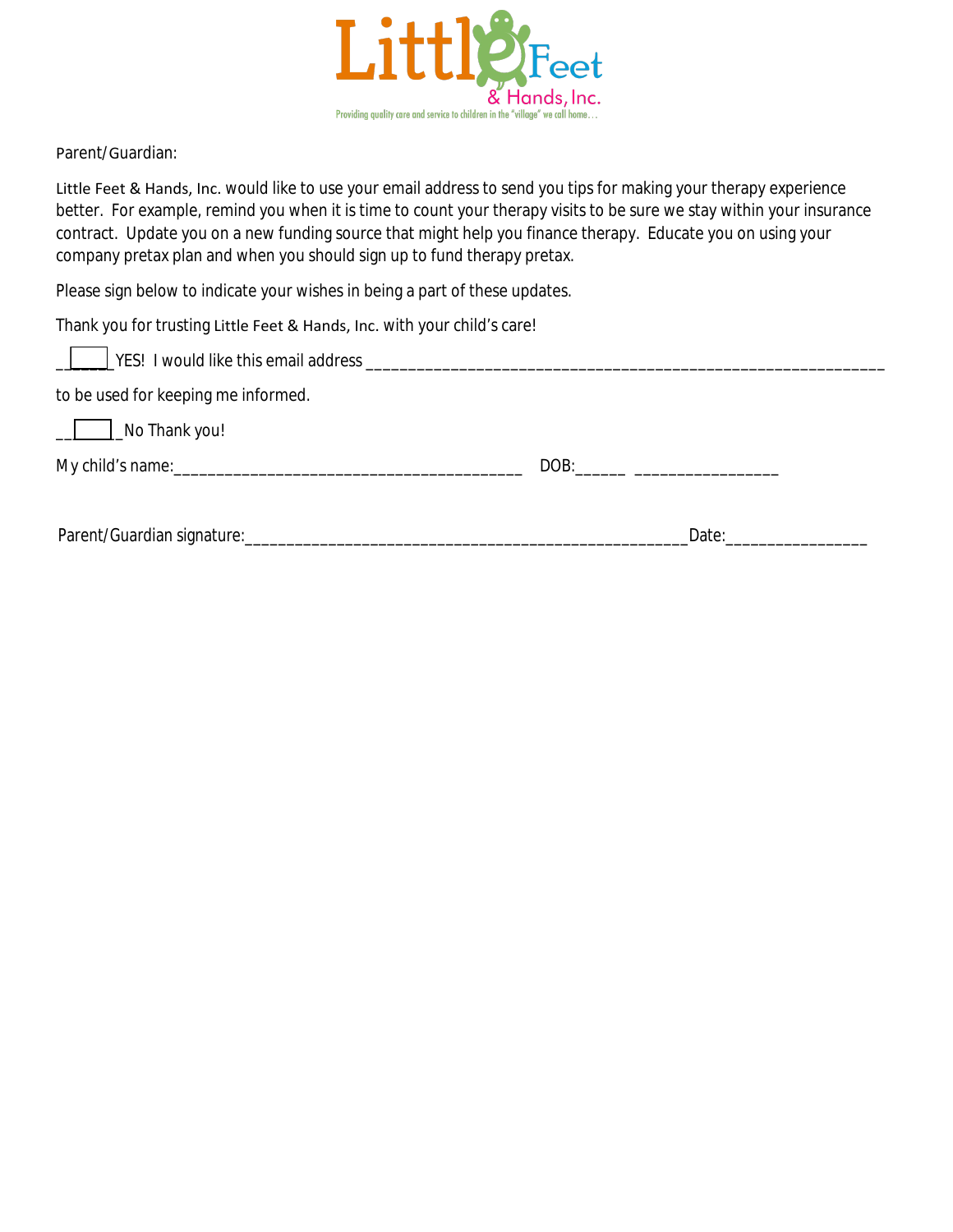Little Feet & Hands, Inc.

Providing quality care and service to children in the "village" we call home…

Parent/Guardian:

Little Feet & Hands, Inc. would like to use your email address to send you tips for making your therapy experience better. For example, remind you when it is time to count your therapy visits to be sure we stay within your insurance contract. Update you on a new funding source that might help you finance therapy. Educate you on using your company pretax plan and when you should sign up to fund therapy pretax.

Please sign below to indicate your wishes in being a part of these updates.

Thank you for trusting Little Feet & Hands, Inc. with your child's care!

☐ YES! I would like this email address ____________________________________________________________

to be used for keeping me informed.

☐ No Thank you!

My child's name:________________________________________ DOB:______ ________________

Parent/Guardian signature:___________________________________________________Date:________________